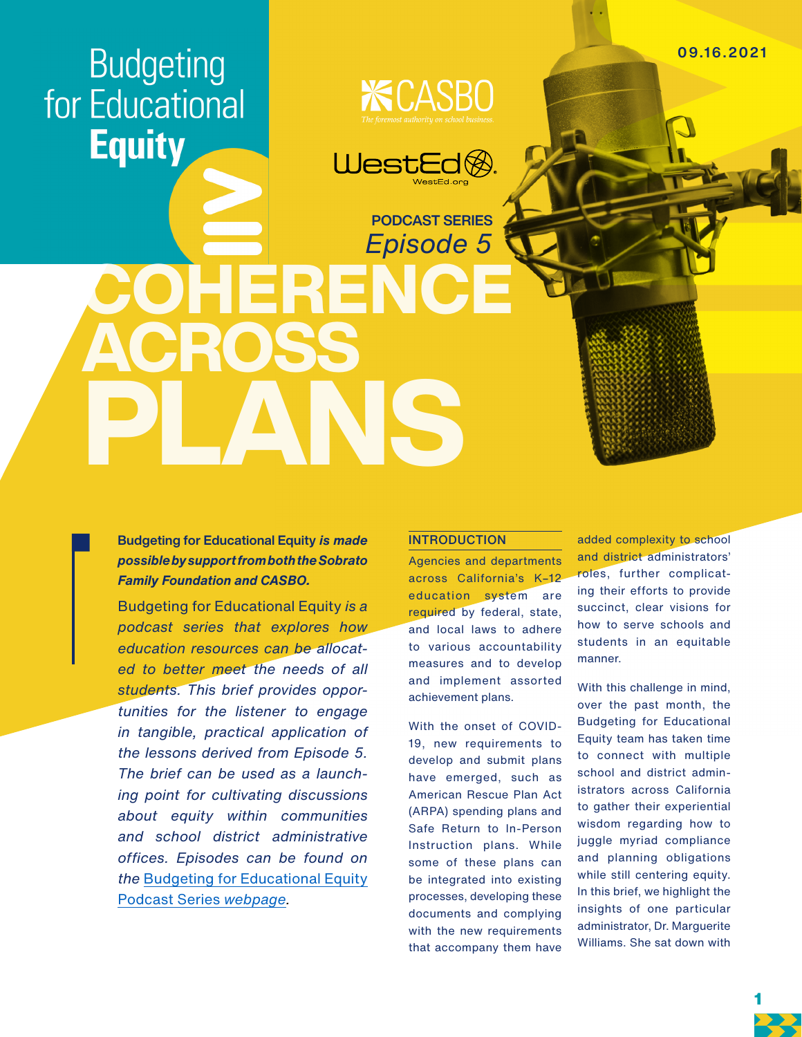# Budgeting for Educational Equity

CASBO — The foremost authority on school business.

WestEd — WestEd.org

09.16.2021

**PODCAST SERIES**
*Episode 5*

# COHERENCE ACROSS PLANS

**Budgeting for Educational Equity** ***is made possible by support from both the Sobrato Family Foundation and CASBO.***

Budgeting for Educational Equity *is a podcast series that explores how education resources can be allocated to better meet the needs of all students. This brief provides opportunities for the listener to engage in tangible, practical application of the lessons derived from Episode 5. The brief can be used as a launching point for cultivating discussions about equity within communities and school district administrative offices. Episodes can be found on the* Budgeting for Educational Equity Podcast Series *webpage*.

## INTRODUCTION

Agencies and departments across California's K–12 education system are required by federal, state, and local laws to adhere to various accountability measures and to develop and implement assorted achievement plans.

With the onset of COVID-19, new requirements to develop and submit plans have emerged, such as American Rescue Plan Act (ARPA) spending plans and Safe Return to In-Person Instruction plans. While some of these plans can be integrated into existing processes, developing these documents and complying with the new requirements that accompany them have added complexity to school and district administrators' roles, further complicating their efforts to provide succinct, clear visions for how to serve schools and students in an equitable manner.

With this challenge in mind, over the past month, the Budgeting for Educational Equity team has taken time to connect with multiple school and district administrators across California to gather their experiential wisdom regarding how to juggle myriad compliance and planning obligations while still centering equity. In this brief, we highlight the insights of one particular administrator, Dr. Marguerite Williams. She sat down with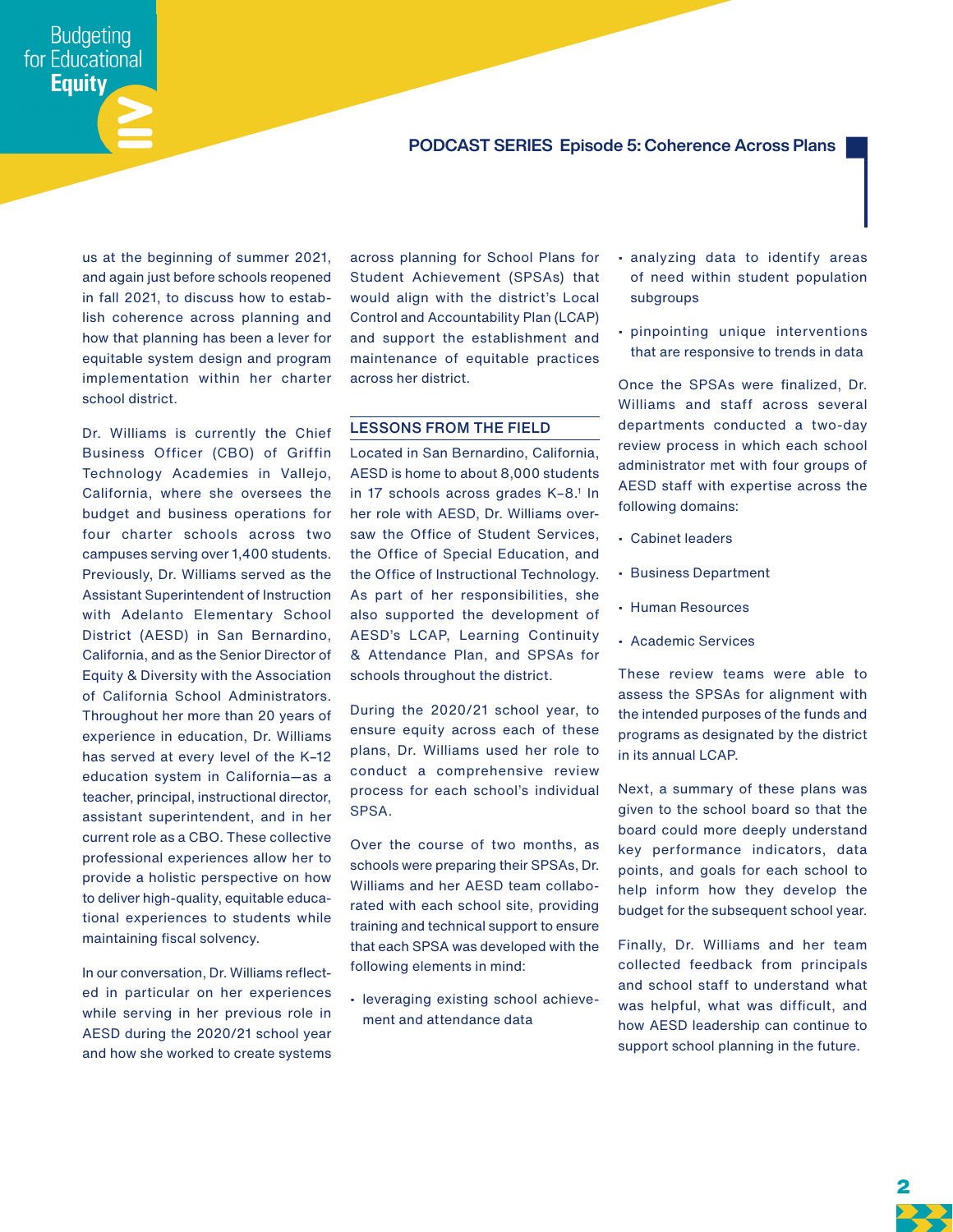us at the beginning of summer 2021, and again just before schools reopened in fall 2021, to discuss how to establish coherence across planning and how that planning has been a lever for equitable system design and program implementation within her charter school district.

Dr. Williams is currently the Chief Business Officer (CBO) of Griffin Technology Academies in Vallejo, California, where she oversees the budget and business operations for four charter schools across two campuses serving over 1,400 students. Previously, Dr. Williams served as the Assistant Superintendent of Instruction with Adelanto Elementary School District (AESD) in San Bernardino, California, and as the Senior Director of Equity & Diversity with the Association of California School Administrators. Throughout her more than 20 years of experience in education, Dr. Williams has served at every level of the K–12 education system in California—as a teacher, principal, instructional director, assistant superintendent, and in her current role as a CBO. These collective professional experiences allow her to provide a holistic perspective on how to deliver high-quality, equitable educational experiences to students while maintaining fiscal solvency.

In our conversation, Dr. Williams reflected in particular on her experiences while serving in her previous role in AESD during the 2020/21 school year and how she worked to create systems across planning for School Plans for Student Achievement (SPSAs) that would align with the district's Local Control and Accountability Plan (LCAP) and support the establishment and maintenance of equitable practices across her district.

## LESSONS FROM THE FIELD

Located in San Bernardino, California, AESD is home to about 8,000 students in 17 schools across grades K–8.[1] In her role with AESD, Dr. Williams oversaw the Office of Student Services, the Office of Special Education, and the Office of Instructional Technology. As part of her responsibilities, she also supported the development of AESD's LCAP, Learning Continuity & Attendance Plan, and SPSAs for schools throughout the district.

During the 2020/21 school year, to ensure equity across each of these plans, Dr. Williams used her role to conduct a comprehensive review process for each school's individual SPSA.

Over the course of two months, as schools were preparing their SPSAs, Dr. Williams and her AESD team collaborated with each school site, providing training and technical support to ensure that each SPSA was developed with the following elements in mind:

- leveraging existing school achievement and attendance data
- analyzing data to identify areas of need within student population subgroups
- pinpointing unique interventions that are responsive to trends in data

Once the SPSAs were finalized, Dr. Williams and staff across several departments conducted a two-day review process in which each school administrator met with four groups of AESD staff with expertise across the following domains:

- Cabinet leaders
- Business Department
- Human Resources
- Academic Services

These review teams were able to assess the SPSAs for alignment with the intended purposes of the funds and programs as designated by the district in its annual LCAP.

Next, a summary of these plans was given to the school board so that the board could more deeply understand key performance indicators, data points, and goals for each school to help inform how they develop the budget for the subsequent school year.

Finally, Dr. Williams and her team collected feedback from principals and school staff to understand what was helpful, what was difficult, and how AESD leadership can continue to support school planning in the future.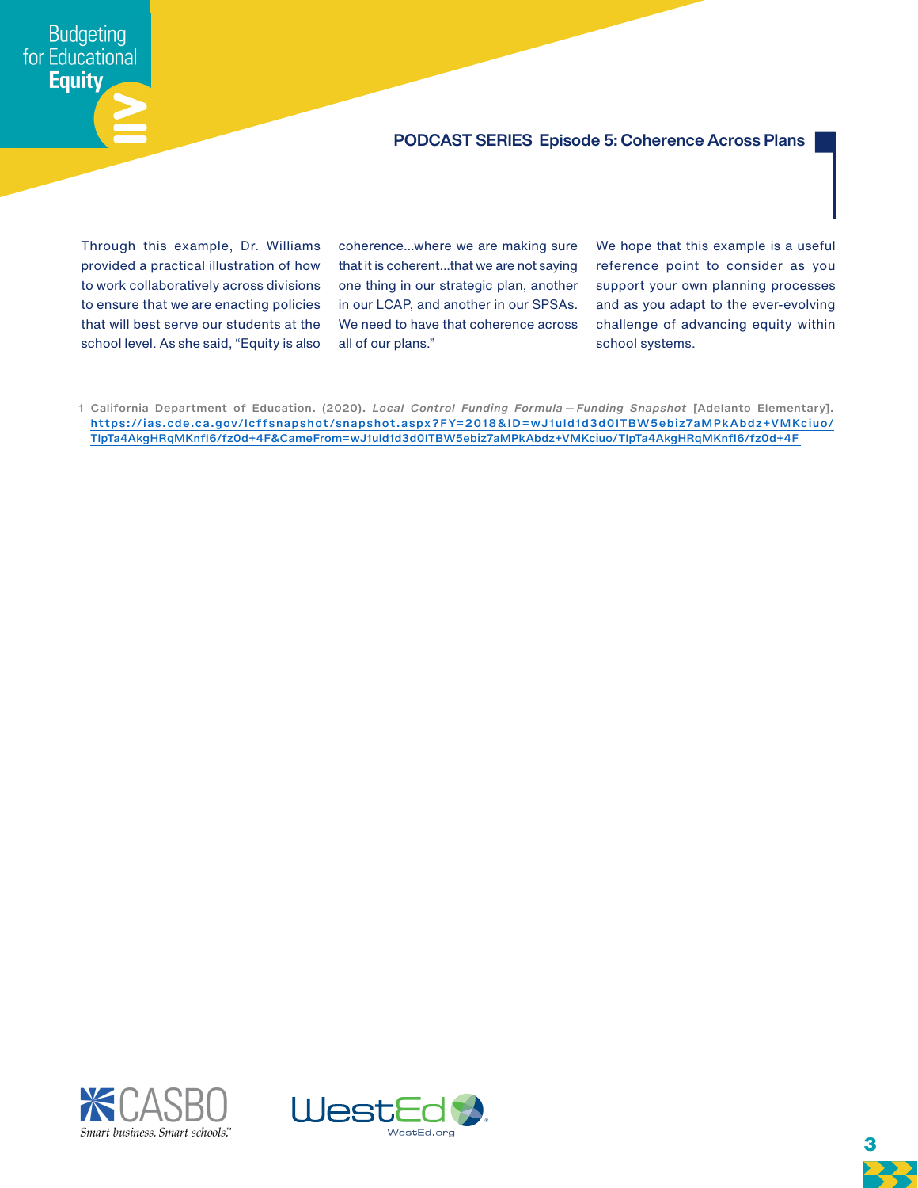Through this example, Dr. Williams provided a practical illustration of how to work collaboratively across divisions to ensure that we are enacting policies that will best serve our students at the school level. As she said, “Equity is also coherence...where we are making sure that it is coherent...that we are not saying one thing in our strategic plan, another in our LCAP, and another in our SPSAs. We need to have that coherence across all of our plans.”

We hope that this example is a useful reference point to consider as you support your own planning processes and as you adapt to the ever-evolving challenge of advancing equity within school systems.

1 California Department of Education. (2020). *Local Control Funding Formula—Funding Snapshot* [Adelanto Elementary]. https://ias.cde.ca.gov/lcffsnapshot/snapshot.aspx?FY=2018&ID=wJ1uld1d3d0ITBW5ebiz7aMPkAbdz+VMKciuo/TlpTa4AkgHRqMKnfl6/fz0d+4F&CameFrom=wJ1uld1d3d0ITBW5ebiz7aMPkAbdz+VMKciuo/TlpTa4AkgHRqMKnfl6/fz0d+4F